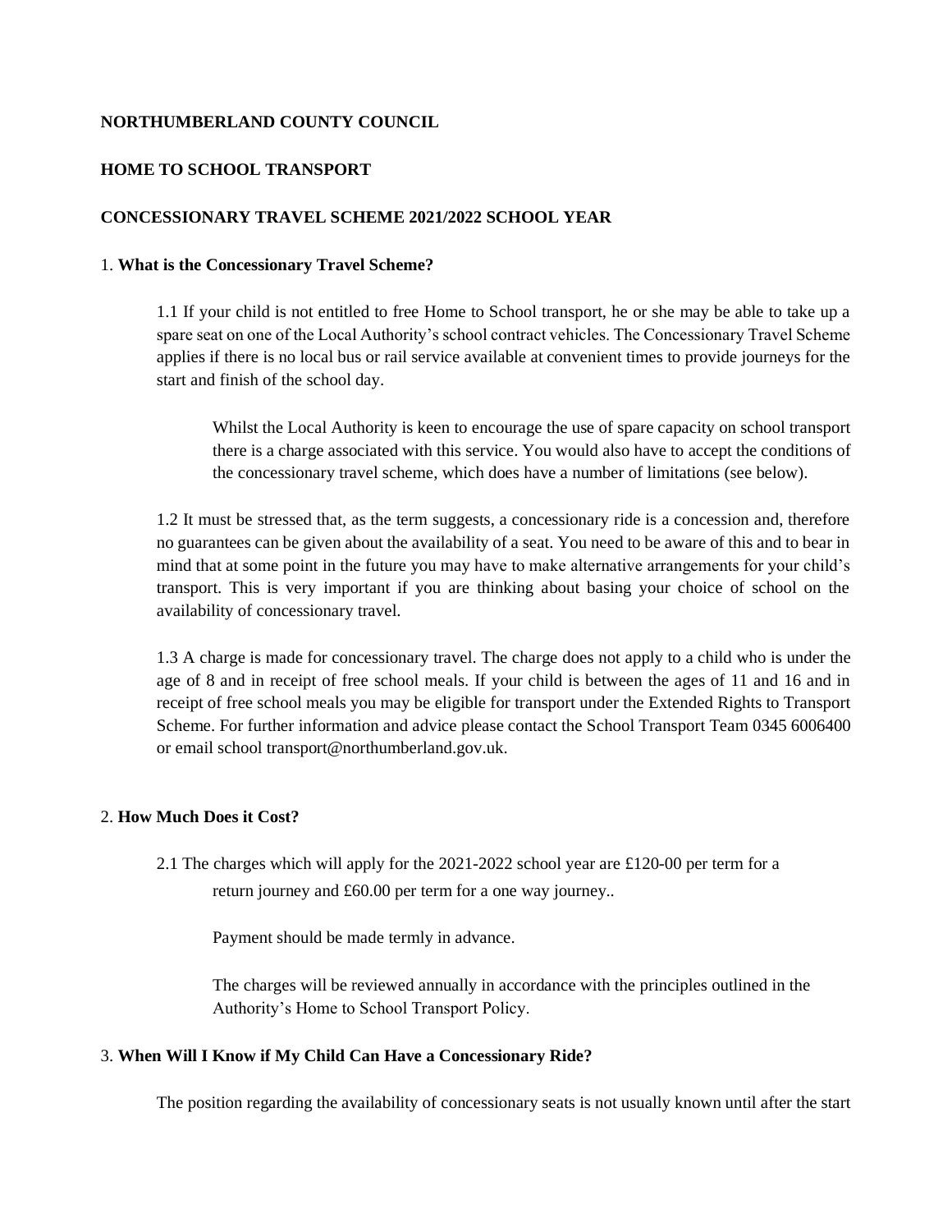**NORTHUMBERLAND COUNTY COUNCIL**

**HOME TO SCHOOL TRANSPORT**

**CONCESSIONARY TRAVEL SCHEME 2021/2022 SCHOOL YEAR**

## 1. What is the Concessionary Travel Scheme?

1.1 If your child is not entitled to free Home to School transport, he or she may be able to take up a spare seat on one of the Local Authority's school contract vehicles. The Concessionary Travel Scheme applies if there is no local bus or rail service available at convenient times to provide journeys for the start and finish of the school day.

Whilst the Local Authority is keen to encourage the use of spare capacity on school transport there is a charge associated with this service. You would also have to accept the conditions of the concessionary travel scheme, which does have a number of limitations (see below).

1.2 It must be stressed that, as the term suggests, a concessionary ride is a concession and, therefore no guarantees can be given about the availability of a seat. You need to be aware of this and to bear in mind that at some point in the future you may have to make alternative arrangements for your child's transport. This is very important if you are thinking about basing your choice of school on the availability of concessionary travel.

1.3 A charge is made for concessionary travel. The charge does not apply to a child who is under the age of 8 and in receipt of free school meals. If your child is between the ages of 11 and 16 and in receipt of free school meals you may be eligible for transport under the Extended Rights to Transport Scheme. For further information and advice please contact the School Transport Team 0345 6006400 or email school transport@northumberland.gov.uk.

## 2. How Much Does it Cost?

2.1 The charges which will apply for the 2021-2022 school year are £120-00 per term for a return journey and £60.00 per term for a one way journey..

Payment should be made termly in advance.

The charges will be reviewed annually in accordance with the principles outlined in the Authority's Home to School Transport Policy.

## 3. When Will I Know if My Child Can Have a Concessionary Ride?

The position regarding the availability of concessionary seats is not usually known until after the start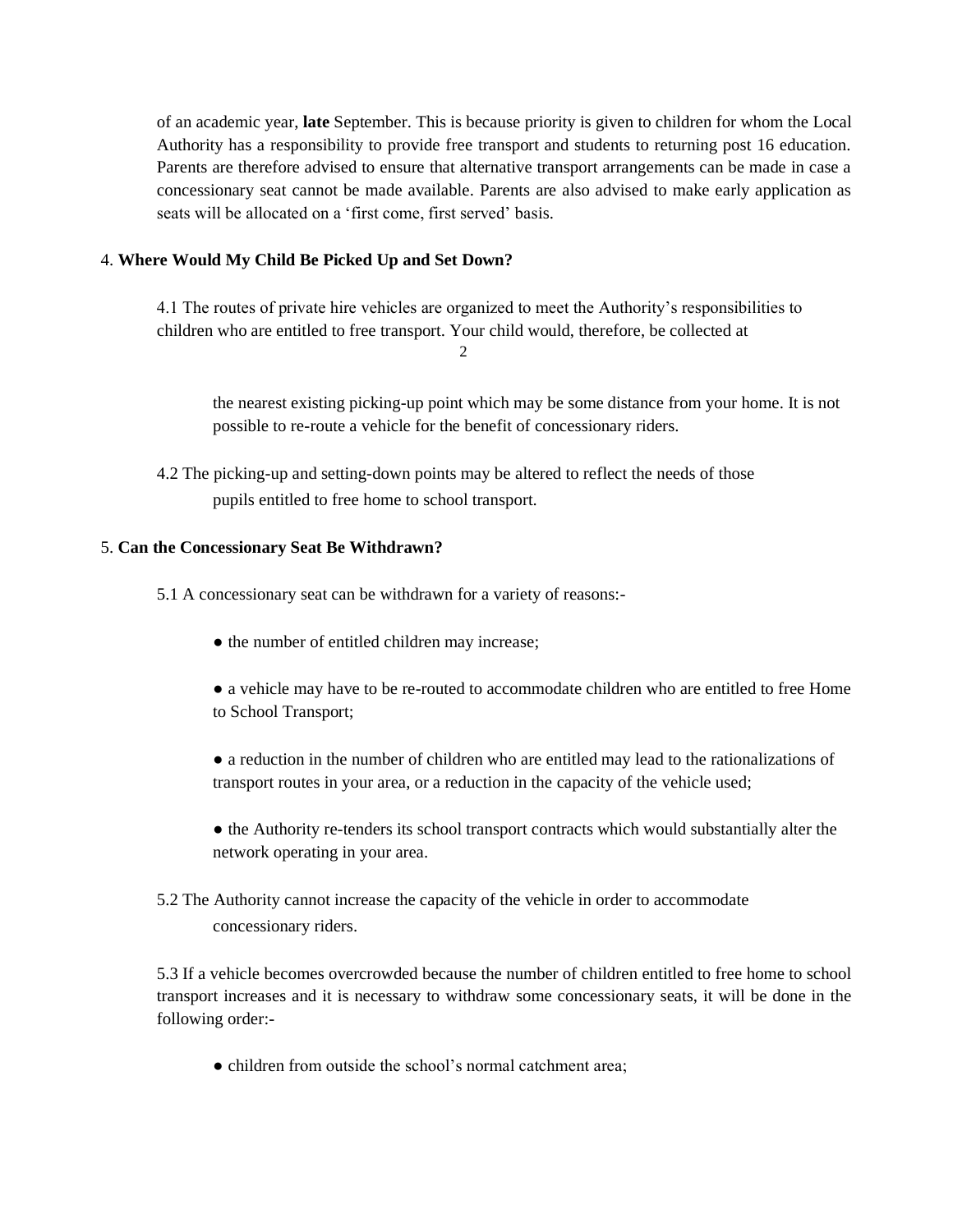of an academic year, **late** September. This is because priority is given to children for whom the Local Authority has a responsibility to provide free transport and students to returning post 16 education. Parents are therefore advised to ensure that alternative transport arrangements can be made in case a concessionary seat cannot be made available. Parents are also advised to make early application as seats will be allocated on a 'first come, first served' basis.

4. **Where Would My Child Be Picked Up and Set Down?**

4.1 The routes of private hire vehicles are organized to meet the Authority's responsibilities to children who are entitled to free transport. Your child would, therefore, be collected at the nearest existing picking-up point which may be some distance from your home. It is not possible to re-route a vehicle for the benefit of concessionary riders.

4.2 The picking-up and setting-down points may be altered to reflect the needs of those pupils entitled to free home to school transport.

5. **Can the Concessionary Seat Be Withdrawn?**

5.1 A concessionary seat can be withdrawn for a variety of reasons:-

- the number of entitled children may increase;
- a vehicle may have to be re-routed to accommodate children who are entitled to free Home to School Transport;
- a reduction in the number of children who are entitled may lead to the rationalizations of transport routes in your area, or a reduction in the capacity of the vehicle used;
- the Authority re-tenders its school transport contracts which would substantially alter the network operating in your area.

5.2 The Authority cannot increase the capacity of the vehicle in order to accommodate concessionary riders.

5.3 If a vehicle becomes overcrowded because the number of children entitled to free home to school transport increases and it is necessary to withdraw some concessionary seats, it will be done in the following order:-

- children from outside the school's normal catchment area;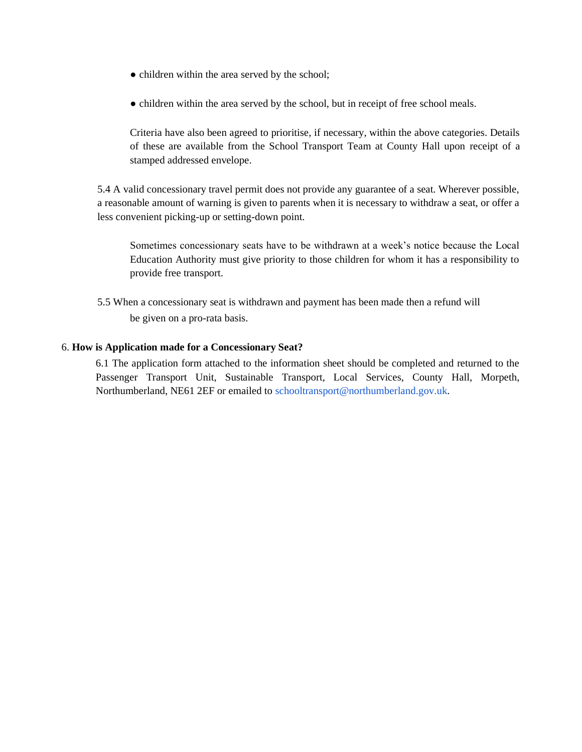- children within the area served by the school;

- children within the area served by the school, but in receipt of free school meals.

Criteria have also been agreed to prioritise, if necessary, within the above categories. Details of these are available from the School Transport Team at County Hall upon receipt of a stamped addressed envelope.

5.4 A valid concessionary travel permit does not provide any guarantee of a seat. Wherever possible, a reasonable amount of warning is given to parents when it is necessary to withdraw a seat, or offer a less convenient picking-up or setting-down point.

Sometimes concessionary seats have to be withdrawn at a week's notice because the Local Education Authority must give priority to those children for whom it has a responsibility to provide free transport.

5.5 When a concessionary seat is withdrawn and payment has been made then a refund will be given on a pro-rata basis.

6. **How is Application made for a Concessionary Seat?**

6.1 The application form attached to the information sheet should be completed and returned to the Passenger Transport Unit, Sustainable Transport, Local Services, County Hall, Morpeth, Northumberland, NE61 2EF or emailed to schooltransport@northumberland.gov.uk.